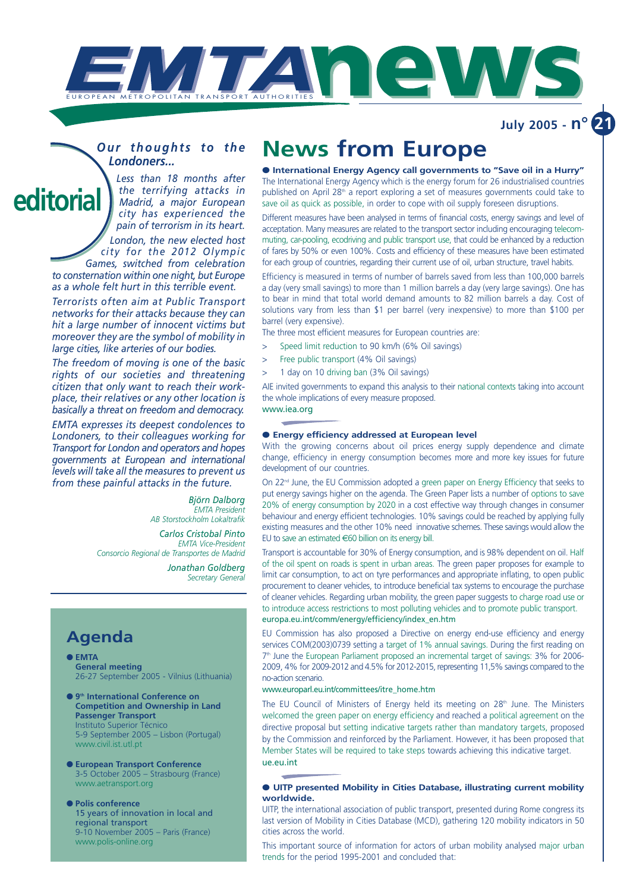# EMTA news

EUROPEAN METROPOLITAN TRANSPORT AUTHORITIES

July 2005 - n° 21

## editorial

### *Our thoughts to the Londoners...*

*Less than 18 months after the terrifying attacks in Madrid, a major European city has experienced the pain of terrorism in its heart. London, the new elected host city for the 2012 Olympic Games, switched from celebration to consternation within one night, but Europe as a whole felt hurt in this terrible event.*

*Terrorists often aim at Public Transport networks for their attacks because they can hit a large number of innocent victims but moreover they are the symbol of mobility in large cities, like arteries of our bodies.*

*The freedom of moving is one of the basic rights of our societies and threatening citizen that only want to reach their workplace, their relatives or any other location is basically a threat on freedom and democracy.*

*EMTA expresses its deepest condolences to Londoners, to their colleagues working for Transport for London and operators and hopes governments at European and international levels will take all the measures to prevent us from these painful attacks in the future.*

*Björn Dalborg*
*EMTA President*
*AB Storstockholm Lokaltrafik*

*Carlos Cristobal Pinto*
*EMTA Vice-President*
*Consorcio Regional de Transportes de Madrid*

*Jonathan Goldberg*
*Secretary General*

## Agenda

- **EMTA**
  **General meeting**
  26-27 September 2005 - Vilnius (Lithuania)
- **9th International Conference on Competition and Ownership in Land Passenger Transport**
  Instituto Superior Técnico
  5-9 September 2005 – Lisbon (Portugal)
  www.civil.ist.utl.pt
- **European Transport Conference**
  3-5 October 2005 – Strasbourg (France)
  www.aetransport.org
- **Polis conference**
  15 years of innovation in local and regional transport
  9-10 November 2005 – Paris (France)
  www.polis-online.org

# News from Europe

### International Energy Agency call governments to "Save oil in a Hurry"

The International Energy Agency which is the energy forum for 26 industrialised countries published on April 28th a report exploring a set of measures governments could take to save oil as quick as possible, in order to cope with oil supply foreseen disruptions.

Different measures have been analysed in terms of financial costs, energy savings and level of acceptation. Many measures are related to the transport sector including encouraging telecommuting, car-pooling, ecodriving and public transport use, that could be enhanced by a reduction of fares by 50% or even 100%. Costs and efficiency of these measures have been estimated for each group of countries, regarding their current use of oil, urban structure, travel habits.

Efficiency is measured in terms of number of barrels saved from less than 100,000 barrels a day (very small savings) to more than 1 million barrels a day (very large savings). One has to bear in mind that total world demand amounts to 82 million barrels a day. Cost of solutions vary from less than $1 per barrel (very inexpensive) to more than $100 per barrel (very expensive).

The three most efficient measures for European countries are:

> Speed limit reduction to 90 km/h (6% Oil savings)
> Free public transport (4% Oil savings)
> 1 day on 10 driving ban (3% Oil savings)

AIE invited governments to expand this analysis to their national contexts taking into account the whole implications of every measure proposed.

www.iea.org

### Energy efficiency addressed at European level

With the growing concerns about oil prices energy supply dependence and climate change, efficiency in energy consumption becomes more and more key issues for future development of our countries.

On 22nd June, the EU Commission adopted a green paper on Energy Efficiency that seeks to put energy savings higher on the agenda. The Green Paper lists a number of options to save 20% of energy consumption by 2020 in a cost effective way through changes in consumer behaviour and energy efficient technologies. 10% savings could be reached by applying fully existing measures and the other 10% need innovative schemes. These savings would allow the EU to save an estimated €60 billion on its energy bill.

Transport is accountable for 30% of Energy consumption, and is 98% dependent on oil. Half of the oil spent on roads is spent in urban areas. The green paper proposes for example to limit car consumption, to act on tyre performances and appropriate inflating, to open public procurement to cleaner vehicles, to introduce beneficial tax systems to encourage the purchase of cleaner vehicles. Regarding urban mobility, the green paper suggests to charge road use or to introduce access restrictions to most polluting vehicles and to promote public transport.

europa.eu.int/comm/energy/efficiency/index_en.htm

EU Commission has also proposed a Directive on energy end-use efficiency and energy services COM(2003)0739 setting a target of 1% annual savings. During the first reading on 7th June the European Parliament proposed an incremental target of savings: 3% for 2006-2009, 4% for 2009-2012 and 4.5% for 2012-2015, representing 11,5% savings compared to the no-action scenario.

www.europarl.eu.int/committees/itre_home.htm

The EU Council of Ministers of Energy held its meeting on 28th June. The Ministers welcomed the green paper on energy efficiency and reached a political agreement on the directive proposal but setting indicative targets rather than mandatory targets, proposed by the Commission and reinforced by the Parliament. However, it has been proposed that Member States will be required to take steps towards achieving this indicative target.

ue.eu.int

### UITP presented Mobility in Cities Database, illustrating current mobility worldwide.

UITP, the international association of public transport, presented during Rome congress its last version of Mobility in Cities Database (MCD), gathering 120 mobility indicators in 50 cities across the world.

This important source of information for actors of urban mobility analysed major urban trends for the period 1995-2001 and concluded that: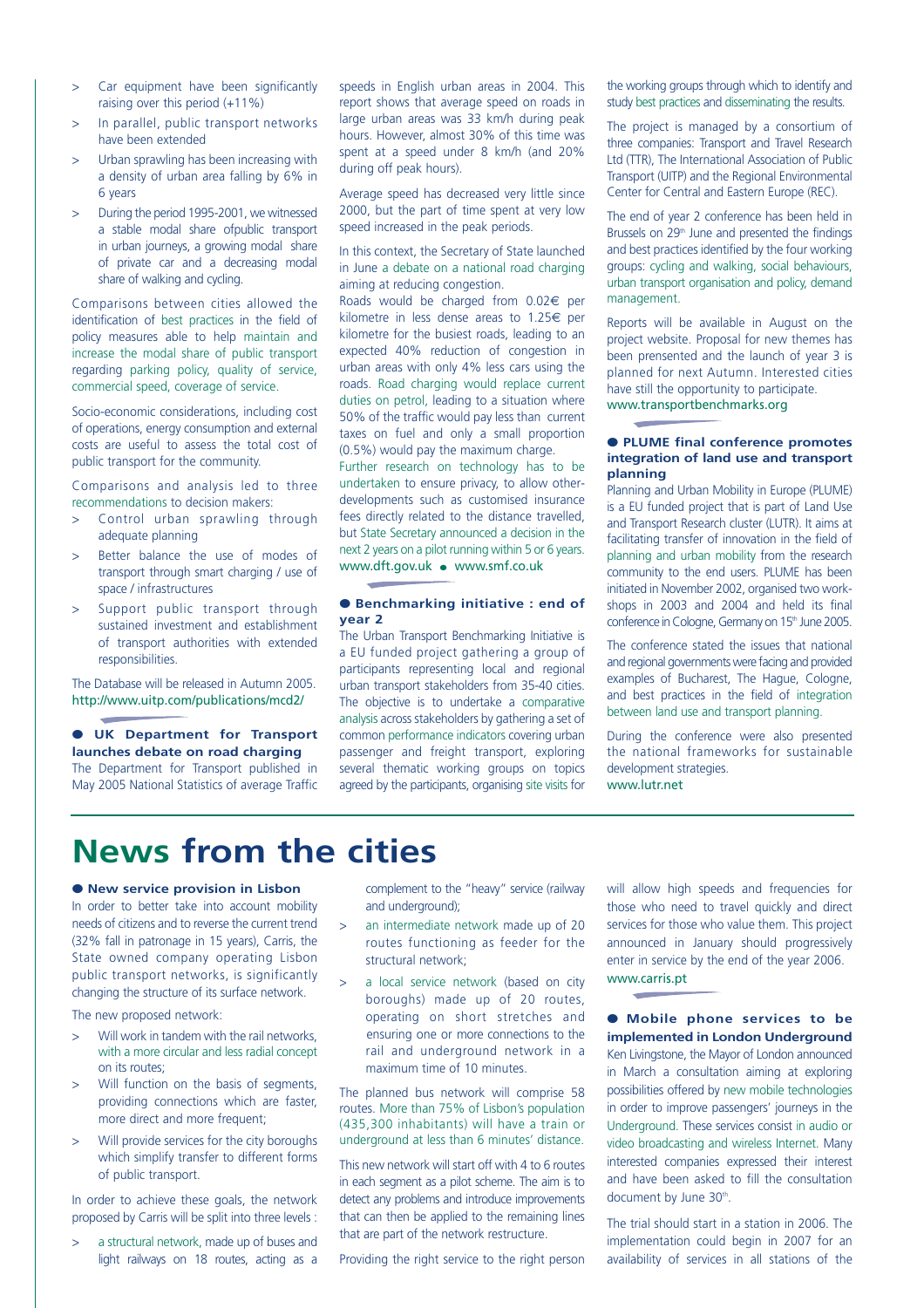- Car equipment have been significantly raising over this period (+11%)
- In parallel, public transport networks have been extended
- Urban sprawling has been increasing with a density of urban area falling by 6% in 6 years
- During the period 1995-2001, we witnessed a stable modal share ofpublic transport in urban journeys, a growing modal share of private car and a decreasing modal share of walking and cycling.

Comparisons between cities allowed the identification of best practices in the field of policy measures able to help maintain and increase the modal share of public transport regarding parking policy, quality of service, commercial speed, coverage of service.

Socio-economic considerations, including cost of operations, energy consumption and external costs are useful to assess the total cost of public transport for the community.

Comparisons and analysis led to three recommendations to decision makers:

- Control urban sprawling through adequate planning
- Better balance the use of modes of transport through smart charging / use of space / infrastructures
- Support public transport through sustained investment and establishment of transport authorities with extended responsibilities.

The Database will be released in Autumn 2005.
http://www.uitp.com/publications/mcd2/

### UK Department for Transport launches debate on road charging

The Department for Transport published in May 2005 National Statistics of average Traffic speeds in English urban areas in 2004. This report shows that average speed on roads in large urban areas was 33 km/h during peak hours. However, almost 30% of this time was spent at a speed under 8 km/h (and 20% during off peak hours).

Average speed has decreased very little since 2000, but the part of time spent at very low speed increased in the peak periods.

In this context, the Secretary of State launched in June a debate on a national road charging aiming at reducing congestion.

Roads would be charged from 0.02€ per kilometre in less dense areas to 1.25€ per kilometre for the busiest roads, leading to an expected 40% reduction of congestion in urban areas with only 4% less cars using the roads. Road charging would replace current duties on petrol, leading to a situation where 50% of the traffic would pay less than current taxes on fuel and only a small proportion (0.5%) would pay the maximum charge.

Further research on technology has to be undertaken to ensure privacy, to allow other-developments such as customised insurance fees directly related to the distance travelled, but State Secretary announced a decision in the next 2 years on a pilot running within 5 or 6 years.

www.dft.gov.uk • www.smf.co.uk

### Benchmarking initiative : end of year 2

The Urban Transport Benchmarking Initiative is a EU funded project gathering a group of participants representing local and regional urban transport stakeholders from 35-40 cities. The objective is to undertake a comparative analysis across stakeholders by gathering a set of common performance indicators covering urban passenger and freight transport, exploring several thematic working groups on topics agreed by the participants, organising site visits for the working groups through which to identify and study best practices and disseminating the results.

The project is managed by a consortium of three companies: Transport and Travel Research Ltd (TTR), The International Association of Public Transport (UITP) and the Regional Environmental Center for Central and Eastern Europe (REC).

The end of year 2 conference has been held in Brussels on 29th June and presented the findings and best practices identified by the four working groups: cycling and walking, social behaviours, urban transport organisation and policy, demand management.

Reports will be available in August on the project website. Proposal for new themes has been prensented and the launch of year 3 is planned for next Autumn. Interested cities have still the opportunity to participate.
www.transportbenchmarks.org

### PLUME final conference promotes integration of land use and transport planning

Planning and Urban Mobility in Europe (PLUME) is a EU funded project that is part of Land Use and Transport Research cluster (LUTR). It aims at facilitating transfer of innovation in the field of planning and urban mobility from the research community to the end users. PLUME has been initiated in November 2002, organised two workshops in 2003 and 2004 and held its final conference in Cologne, Germany on 15th June 2005.

The conference stated the issues that national and regional governments were facing and provided examples of Bucharest, The Hague, Cologne, and best practices in the field of integration between land use and transport planning.

During the conference were also presented the national frameworks for sustainable development strategies.
www.lutr.net

# News from the cities

### New service provision in Lisbon

In order to better take into account mobility needs of citizens and to reverse the current trend (32% fall in patronage in 15 years), Carris, the State owned company operating Lisbon public transport networks, is significantly changing the structure of its surface network.

The new proposed network:

- Will work in tandem with the rail networks, with a more circular and less radial concept on its routes;
- Will function on the basis of segments, providing connections which are faster, more direct and more frequent;
- Will provide services for the city boroughs which simplify transfer to different forms of public transport.

In order to achieve these goals, the network proposed by Carris will be split into three levels :

- a structural network, made up of buses and light railways on 18 routes, acting as a complement to the "heavy" service (railway and underground);
- an intermediate network made up of 20 routes functioning as feeder for the structural network;
- a local service network (based on city boroughs) made up of 20 routes, operating on short stretches and ensuring one or more connections to the rail and underground network in a maximum time of 10 minutes.

The planned bus network will comprise 58 routes. More than 75% of Lisbon's population (435,300 inhabitants) will have a train or underground at less than 6 minutes' distance.

This new network will start off with 4 to 6 routes in each segment as a pilot scheme. The aim is to detect any problems and introduce improvements that can then be applied to the remaining lines that are part of the network restructure.

Providing the right service to the right person will allow high speeds and frequencies for those who need to travel quickly and direct services for those who value them. This project announced in January should progressively enter in service by the end of the year 2006.
www.carris.pt

### Mobile phone services to be implemented in London Underground

Ken Livingstone, the Mayor of London announced in March a consultation aiming at exploring possibilities offered by new mobile technologies in order to improve passengers' journeys in the Underground. These services consist in audio or video broadcasting and wireless Internet. Many interested companies expressed their interest and have been asked to fill the consultation document by June 30th.

The trial should start in a station in 2006. The implementation could begin in 2007 for an availability of services in all stations of the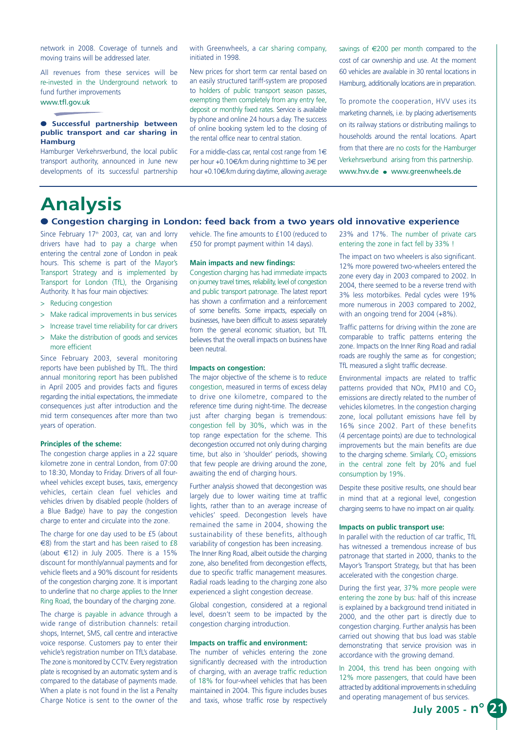network in 2008. Coverage of tunnels and moving trains will be addressed later.

All revenues from these services will be re-invested in the Underground network to fund further improvements

www.tfl.gov.uk

### ● Successful partnership between public transport and car sharing in Hamburg

Hamburger Verkehrsverbund, the local public transport authority, announced in June new developments of its successful partnership with Greenwheels, a car sharing company, initiated in 1998.

New prices for short term car rental based on an easily structured tariff-system are proposed to holders of public transport season passes, exempting them completely from any entry fee, deposit or monthly fixed rates. Service is available by phone and online 24 hours a day. The success of online booking system led to the closing of the rental office near to central station.

For a middle-class car, rental cost range from 1€ per hour +0.10€/km during nighttime to 3€ per hour +0.10€/km during daytime, allowing average savings of €200 per month compared to the cost of car ownership and use. At the moment 60 vehicles are available in 30 rental locations in Hamburg, additionally locations are in preparation.

To promote the cooperation, HVV uses its marketing channels, i.e. by placing advertisements on its railway stations or distributing mailings to households around the rental locations. Apart from that there are no costs for the Hamburger Verkehrsverbund arising from this partnership.

www.hvv.de ● www.greenwheels.de

# Analysis

## ● Congestion charging in London: feed back from a two years old innovative experience

Since February 17th 2003, car, van and lorry drivers have had to pay a charge when entering the central zone of London in peak hours. This scheme is part of the Mayor's Transport Strategy and is implemented by Transport for London (TfL), the Organising Authority. It has four main objectives:

> Reducing congestion
> Make radical improvements in bus services
> Increase travel time reliability for car drivers
> Make the distribution of goods and services more efficient

Since February 2003, several monitoring reports have been published by TfL. The third annual monitoring report has been published in April 2005 and provides facts and figures regarding the initial expectations, the immediate consequences just after introduction and the mid term consequences after more than two years of operation.

**Principles of the scheme:**

The congestion charge applies in a 22 square kilometre zone in central London, from 07:00 to 18:30, Monday to Friday. Drivers of all four-wheel vehicles except buses, taxis, emergency vehicles, certain clean fuel vehicles and vehicles driven by disabled people (holders of a Blue Badge) have to pay the congestion charge to enter and circulate into the zone.

The charge for one day used to be £5 (about €8) from the start and has been raised to £8 (about €12) in July 2005. There is a 15% discount for monthly/annual payments and for vehicle fleets and a 90% discount for residents of the congestion charging zone. It is important to underline that no charge applies to the Inner Ring Road, the boundary of the charging zone.

The charge is payable in advance through a wide range of distribution channels: retail shops, Internet, SMS, call centre and interactive voice response. Customers pay to enter their vehicle's registration number on TfL's database. The zone is monitored by CCTV. Every registration plate is recognised by an automatic system and is compared to the database of payments made. When a plate is not found in the list a Penalty Charge Notice is sent to the owner of the vehicle. The fine amounts to £100 (reduced to £50 for prompt payment within 14 days).

**Main impacts and new findings:**

Congestion charging has had immediate impacts on journey travel times, reliability, level of congestion and public transport patronage. The latest report has shown a confirmation and a reinforcement of some benefits. Some impacts, especially on businesses, have been difficult to assess separately from the general economic situation, but TfL believes that the overall impacts on business have been neutral.

**Impacts on congestion:**

The major objective of the scheme is to reduce congestion, measured in terms of excess delay to drive one kilometre, compared to the reference time during night-time. The decrease just after charging began is tremendous: congestion fell by 30%, which was in the top range expectation for the scheme. This decongestion occurred not only during charging time, but also in 'shoulder' periods, showing that few people are driving around the zone, awaiting the end of charging hours.

Further analysis showed that decongestion was largely due to lower waiting time at traffic lights, rather than to an average increase of vehicles' speed. Decongestion levels have remained the same in 2004, showing the sustainability of these benefits, although variability of congestion has been increasing. The Inner Ring Road, albeit outside the charging zone, also benefited from decongestion effects, due to specific traffic management measures. Radial roads leading to the charging zone also experienced a slight congestion decrease.

Global congestion, considered at a regional level, doesn't seem to be impacted by the congestion charging introduction.

**Impacts on traffic and environment:**

The number of vehicles entering the zone significantly decreased with the introduction of charging, with an average traffic reduction of 18% for four-wheel vehicles that has been maintained in 2004. This figure includes buses and taxis, whose traffic rose by respectively 23% and 17%. The number of private cars entering the zone in fact fell by 33% !

The impact on two wheelers is also significant. 12% more powered two-wheelers entered the zone every day in 2003 compared to 2002. In 2004, there seemed to be a reverse trend with 3% less motorbikes. Pedal cycles were 19% more numerous in 2003 compared to 2002, with an ongoing trend for 2004 (+8%).

Traffic patterns for driving within the zone are comparable to traffic patterns entering the zone. Impacts on the Inner Ring Road and radial roads are roughly the same as for congestion; TfL measured a slight traffic decrease.

Environmental impacts are related to traffic patterns provided that NOx, PM10 and $CO_2$ emissions are directly related to the number of vehicles kilometres. In the congestion charging zone, local pollutant emissions have fell by 16% since 2002. Part of these benefits (4 percentage points) are due to technological improvements but the main benefits are due to the charging scheme. Similarly, $CO_2$ emissions in the central zone felt by 20% and fuel consumption by 19%.

Despite these positive results, one should bear in mind that at a regional level, congestion charging seems to have no impact on air quality.

**Impacts on public transport use:**

In parallel with the reduction of car traffic, TfL has witnessed a tremendous increase of bus patronage that started in 2000, thanks to the Mayor's Transport Strategy, but that has been accelerated with the congestion charge.

During the first year, 37% more people were entering the zone by bus: half of this increase is explained by a background trend initiated in 2000, and the other part is directly due to congestion charging. Further analysis has been carried out showing that bus load was stable demonstrating that service provision was in accordance with the growing demand.

In 2004, this trend has been ongoing with 12% more passengers, that could have been attracted by additional improvements in scheduling and operating management of bus services.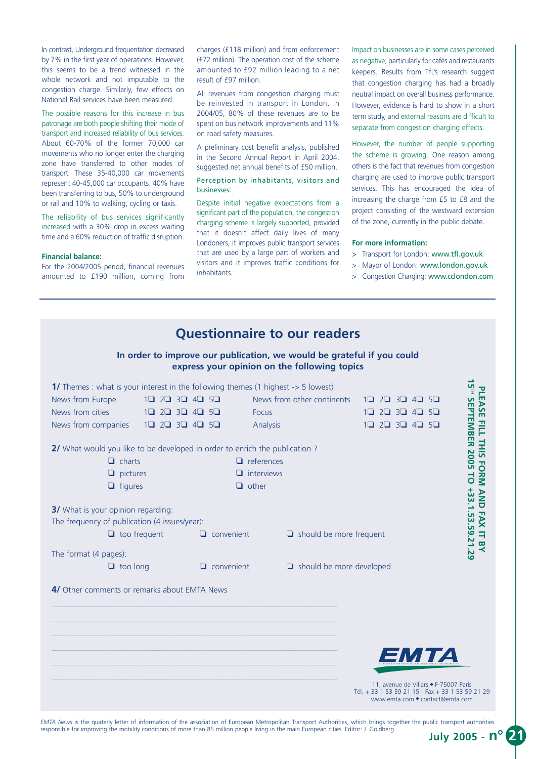In contrast, Underground frequentation decreased by 7% in the first year of operations. However, this seems to be a trend witnessed in the whole network and not imputable to the congestion charge. Similarly, few effects on National Rail services have been measured.

The possible reasons for this increase in bus patronage are both people shifting their mode of transport and increased reliability of bus services. About 60-70% of the former 70,000 car movements who no longer enter the charging zone have transferred to other modes of transport. These 35-40,000 car movements represent 40-45,000 car occupants. 40% have been transferring to bus, 50% to underground or rail and 10% to walking, cycling or taxis.

The reliability of bus services significantly increased with a 30% drop in excess waiting time and a 60% reduction of traffic disruption.

**Financial balance:**

For the 2004/2005 period, financial revenues amounted to £190 million, coming from charges (£118 million) and from enforcement (£72 million). The operation cost of the scheme amounted to £92 million leading to a net result of £97 million.

All revenues from congestion charging must be reinvested in transport in London. In 2004/05, 80% of these revenues are to be spent on bus network improvements and 11% on road safety measures.

A preliminary cost benefit analysis, published in the Second Annual Report in April 2004, suggested net annual benefits of £50 million.

**Perception by inhabitants, visitors and businesses:**

Despite initial negative expectations from a significant part of the population, the congestion charging scheme is largely supported, provided that it doesn't affect daily lives of many Londoners, it improves public transport services that are used by a large part of workers and visitors and it improves traffic conditions for inhabitants.

Impact on businesses are in some cases perceived as negative, particularly for cafés and restaurants keepers. Results from TfL's research suggest that congestion charging has had a broadly neutral impact on overall business performance. However, evidence is hard to show in a short term study, and external reasons are difficult to separate from congestion charging effects.

However, the number of people supporting the scheme is growing. One reason among others is the fact that revenues from congestion charging are used to improve public transport services. This has encouraged the idea of increasing the charge from £5 to £8 and the project consisting of the westward extension of the zone, currently in the public debate.

**For more information:**

- Transport for London: www.tfl.gov.uk
- Mayor of London: www.london.gov.uk
- Congestion Charging: www.cclondon.com

## Questionnaire to our readers

**In order to improve our publication, we would be grateful if you could express your opinion on the following topics**

**PLEASE FILL THIS FORM AND FAX IT BY 15TH SEPTEMBER 2005 TO +33.1.53.59.21.29**

**1/** Themes : what is your interest in the following themes (1 highest -> 5 lowest)

| | | | |
|---|---|---|---|
| News from Europe | 1❑ 2❑ 3❑ 4❑ 5❑ | News from other continents | 1❑ 2❑ 3❑ 4❑ 5❑ |
| News from cities | 1❑ 2❑ 3❑ 4❑ 5❑ | Focus | 1❑ 2❑ 3❑ 4❑ 5❑ |
| News from companies | 1❑ 2❑ 3❑ 4❑ 5❑ | Analysis | 1❑ 2❑ 3❑ 4❑ 5❑ |

**2/** What would you like to be developed in order to enrich the publication ?

- ❑ charts
- ❑ pictures
- ❑ figures
- ❑ references
- ❑ interviews
- ❑ other

**3/** What is your opinion regarding:

The frequency of publication (4 issues/year):

❑ too frequent ❑ convenient ❑ should be more frequent

The format (4 pages):

❑ too long ❑ convenient ❑ should be more developed

**4/** Other comments or remarks about EMTA News

EMTA
EUROPEAN METROPOLITAN TRANSPORT AUTHORITIES

11, avenue de Villars • F-75007 Paris
Tél. + 33 1 53 59 21 15 - Fax + 33 1 53 59 21 29
www.emta.com • contact@emta.com

*EMTA News* is the quaterly letter of information of the association of European Metropolitan Transport Authorities, which brings together the public transport authorities responsible for improving the mobility conditions of more than 85 million people living in the main European cities. Editor: J. Goldberg.

July 2005 - n° 21